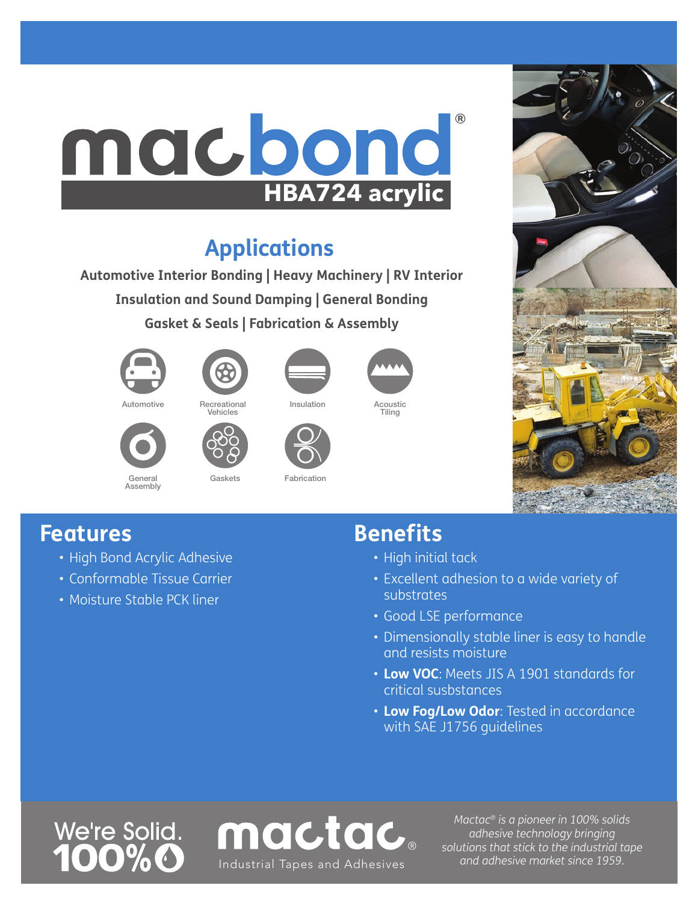# macbond®

## HBA724 acrylic

## Applications

**Automotive Interior Bonding | Heavy Machinery | RV Interior**

**Insulation and Sound Damping | General Bonding**

**Gasket & Seals | Fabrication & Assembly**

Automotive

Recreational Vehicles

Insulation

Acoustic Tiling

General Assembly

Gaskets

Fabrication

## Features

- High Bond Acrylic Adhesive
- Conformable Tissue Carrier
- Moisture Stable PCK liner

## Benefits

- High initial tack
- Excellent adhesion to a wide variety of substrates
- Good LSE performance
- Dimensionally stable liner is easy to handle and resists moisture
- **Low VOC**: Meets JIS A 1901 standards for critical susbstances
- **Low Fog/Low Odor**: Tested in accordance with SAE J1756 guidelines

We're Solid. 100%

mactac® Industrial Tapes and Adhesives

*Mactac® is a pioneer in 100% solids adhesive technology bringing solutions that stick to the industrial tape and adhesive market since 1959.*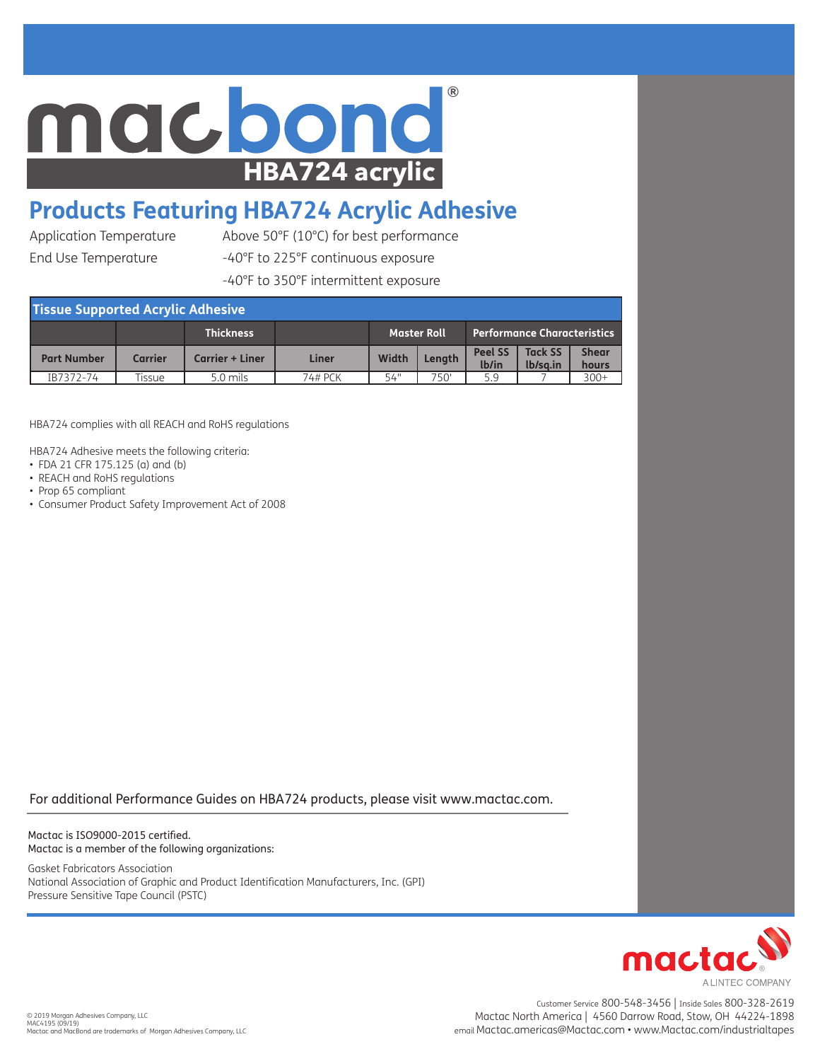# macbond® HBA724 acrylic

## Products Featuring HBA724 Acrylic Adhesive

Application Temperature — Above 50°F (10°C) for best performance

End Use Temperature — -40°F to 225°F continuous exposure
-40°F to 350°F intermittent exposure

| Tissue Supported Acrylic Adhesive | | | | | | | | |
|---|---|---|---|---|---|---|---|---|
| | | Thickness | | Master Roll | | Performance Characteristics | | |
| Part Number | Carrier | Carrier + Liner | Liner | Width | Length | Peel SS lb/in | Tack SS lb/sq.in | Shear hours |
| IB7372-74 | Tissue | 5.0 mils | 74# PCK | 54" | 750' | 5.9 | 7 | 300+ |

HBA724 complies with all REACH and RoHS regulations

HBA724 Adhesive meets the following criteria:

- FDA 21 CFR 175.125 (a) and (b)
- REACH and RoHS regulations
- Prop 65 compliant
- Consumer Product Safety Improvement Act of 2008

For additional Performance Guides on HBA724 products, please visit www.mactac.com.

Mactac is ISO9000-2015 certified.
Mactac is a member of the following organizations:

Gasket Fabricators Association
National Association of Graphic and Product Identification Manufacturers, Inc. (GPI)
Pressure Sensitive Tape Council (PSTC)

mactac® A LINTEC COMPANY

Customer Service 800-548-3456 | Inside Sales 800-328-2619
Mactac North America | 4560 Darrow Road, Stow, OH 44224-1898
email Mactac.americas@Mactac.com • www.Mactac.com/industrialtapes

© 2019 Morgan Adhesives Company, LLC
MAC4195 (09/19)
Mactac and MacBond are trademarks of Morgan Adhesives Company, LLC